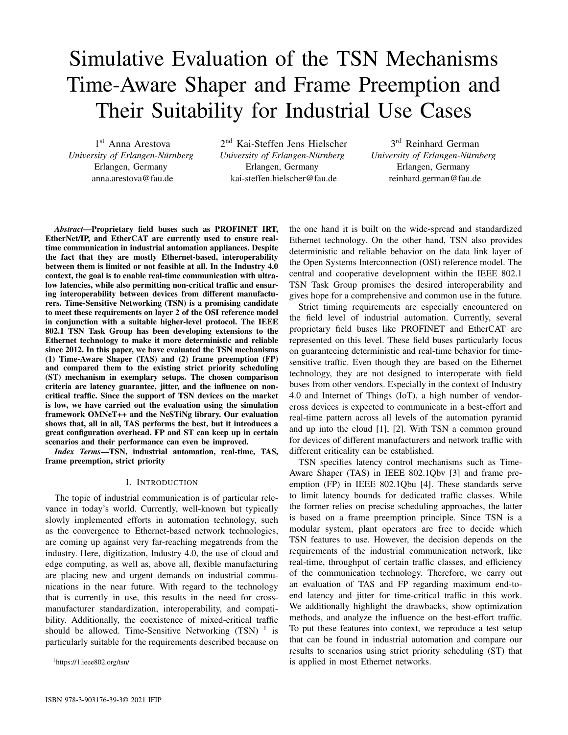# Simulative Evaluation of the TSN Mechanisms Time-Aware Shaper and Frame Preemption and Their Suitability for Industrial Use Cases

1st Anna Arestova
*University of Erlangen-Nürnberg*
Erlangen, Germany
anna.arestova@fau.de

2nd Kai-Steffen Jens Hielscher
*University of Erlangen-Nürnberg*
Erlangen, Germany
kai-steffen.hielscher@fau.de

3rd Reinhard German
*University of Erlangen-Nürnberg*
Erlangen, Germany
reinhard.german@fau.de

***Abstract*—Proprietary field buses such as PROFINET IRT, EtherNet/IP, and EtherCAT are currently used to ensure real-time communication in industrial automation appliances. Despite the fact that they are mostly Ethernet-based, interoperability between them is limited or not feasible at all. In the Industry 4.0 context, the goal is to enable real-time communication with ultra-low latencies, while also permitting non-critical traffic and ensuring interoperability between devices from different manufacturers. Time-Sensitive Networking (TSN) is a promising candidate to meet these requirements on layer 2 of the OSI reference model in conjunction with a suitable higher-level protocol. The IEEE 802.1 TSN Task Group has been developing extensions to the Ethernet technology to make it more deterministic and reliable since 2012. In this paper, we have evaluated the TSN mechanisms (1) Time-Aware Shaper (TAS) and (2) frame preemption (FP) and compared them to the existing strict priority scheduling (ST) mechanism in exemplary setups. The chosen comparison criteria are latency guarantee, jitter, and the influence on non-critical traffic. Since the support of TSN devices on the market is low, we have carried out the evaluation using the simulation framework OMNeT++ and the NeSTiNg library. Our evaluation shows that, all in all, TAS performs the best, but it introduces a great configuration overhead. FP and ST can keep up in certain scenarios and their performance can even be improved.**

***Index Terms*—TSN, industrial automation, real-time, TAS, frame preemption, strict priority**

## I. Introduction

The topic of industrial communication is of particular relevance in today's world. Currently, well-known but typically slowly implemented efforts in automation technology, such as the convergence to Ethernet-based network technologies, are coming up against very far-reaching megatrends from the industry. Here, digitization, Industry 4.0, the use of cloud and edge computing, as well as, above all, flexible manufacturing are placing new and urgent demands on industrial communications in the near future. With regard to the technology that is currently in use, this results in the need for cross-manufacturer standardization, interoperability, and compatibility. Additionally, the coexistence of mixed-critical traffic should be allowed. Time-Sensitive Networking (TSN) [1] is particularly suitable for the requirements described because on the one hand it is built on the wide-spread and standardized Ethernet technology. On the other hand, TSN also provides deterministic and reliable behavior on the data link layer of the Open Systems Interconnection (OSI) reference model. The central and cooperative development within the IEEE 802.1 TSN Task Group promises the desired interoperability and gives hope for a comprehensive and common use in the future.

Strict timing requirements are especially encountered on the field level of industrial automation. Currently, several proprietary field buses like PROFINET and EtherCAT are represented on this level. These field buses particularly focus on guaranteeing deterministic and real-time behavior for time-sensitive traffic. Even though they are based on the Ethernet technology, they are not designed to interoperate with field buses from other vendors. Especially in the context of Industry 4.0 and Internet of Things (IoT), a high number of vendor-cross devices is expected to communicate in a best-effort and real-time pattern across all levels of the automation pyramid and up into the cloud [1], [2]. With TSN a common ground for devices of different manufacturers and network traffic with different criticality can be established.

TSN specifies latency control mechanisms such as Time-Aware Shaper (TAS) in IEEE 802.1Qbv [3] and frame preemption (FP) in IEEE 802.1Qbu [4]. These standards serve to limit latency bounds for dedicated traffic classes. While the former relies on precise scheduling approaches, the latter is based on a frame preemption principle. Since TSN is a modular system, plant operators are free to decide which TSN features to use. However, the decision depends on the requirements of the industrial communication network, like real-time, throughput of certain traffic classes, and efficiency of the communication technology. Therefore, we carry out an evaluation of TAS and FP regarding maximum end-to-end latency and jitter for time-critical traffic in this work. We additionally highlight the drawbacks, show optimization methods, and analyze the influence on the best-effort traffic. To put these features into context, we reproduce a test setup that can be found in industrial automation and compare our results to scenarios using strict priority scheduling (ST) that is applied in most Ethernet networks.

[1] https://1.ieee802.org/tsn/

ISBN 978-3-903176-39-3© 2021 IFIP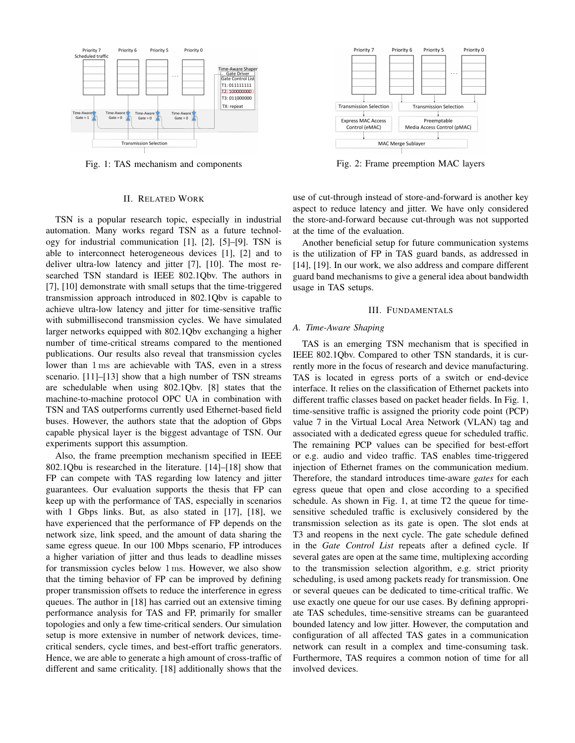Fig. 1: TAS mechanism and components

Fig. 2: Frame preemption MAC layers

## II. Related Work

TSN is a popular research topic, especially in industrial automation. Many works regard TSN as a future technology for industrial communication [1], [2], [5]–[9]. TSN is able to interconnect heterogeneous devices [1], [2] and to deliver ultra-low latency and jitter [7], [10]. The most researched TSN standard is IEEE 802.1Qbv. The authors in [7], [10] demonstrate with small setups that the time-triggered transmission approach introduced in 802.1Qbv is capable to achieve ultra-low latency and jitter for time-sensitive traffic with submillisecond transmission cycles. We have simulated larger networks equipped with 802.1Qbv exchanging a higher number of time-critical streams compared to the mentioned publications. Our results also reveal that transmission cycles lower than 1 ms are achievable with TAS, even in a stress scenario. [11]–[13] show that a high number of TSN streams are schedulable when using 802.1Qbv. [8] states that the machine-to-machine protocol OPC UA in combination with TSN and TAS outperforms currently used Ethernet-based field buses. However, the authors state that the adoption of Gbps capable physical layer is the biggest advantage of TSN. Our experiments support this assumption.

Also, the frame preemption mechanism specified in IEEE 802.1Qbu is researched in the literature. [14]–[18] show that FP can compete with TAS regarding low latency and jitter guarantees. Our evaluation supports the thesis that FP can keep up with the performance of TAS, especially in scenarios with 1 Gbps links. But, as also stated in [17], [18], we have experienced that the performance of FP depends on the network size, link speed, and the amount of data sharing the same egress queue. In our 100 Mbps scenario, FP introduces a higher variation of jitter and thus leads to deadline misses for transmission cycles below 1 ms. However, we also show that the timing behavior of FP can be improved by defining proper transmission offsets to reduce the interference in egress queues. The author in [18] has carried out an extensive timing performance analysis for TAS and FP, primarily for smaller topologies and only a few time-critical senders. Our simulation setup is more extensive in number of network devices, time-critical senders, cycle times, and best-effort traffic generators. Hence, we are able to generate a high amount of cross-traffic of different and same criticality. [18] additionally shows that the use of cut-through instead of store-and-forward is another key aspect to reduce latency and jitter. We have only considered the store-and-forward because cut-through was not supported at the time of the evaluation.

Another beneficial setup for future communication systems is the utilization of FP in TAS guard bands, as addressed in [14], [19]. In our work, we also address and compare different guard band mechanisms to give a general idea about bandwidth usage in TAS setups.

## III. Fundamentals

### A. Time-Aware Shaping

TAS is an emerging TSN mechanism that is specified in IEEE 802.1Qbv. Compared to other TSN standards, it is currently more in the focus of research and device manufacturing. TAS is located in egress ports of a switch or end-device interface. It relies on the classification of Ethernet packets into different traffic classes based on packet header fields. In Fig. 1, time-sensitive traffic is assigned the priority code point (PCP) value 7 in the Virtual Local Area Network (VLAN) tag and associated with a dedicated egress queue for scheduled traffic. The remaining PCP values can be specified for best-effort or e.g. audio and video traffic. TAS enables time-triggered injection of Ethernet frames on the communication medium. Therefore, the standard introduces time-aware *gates* for each egress queue that open and close according to a specified schedule. As shown in Fig. 1, at time T2 the queue for time-sensitive scheduled traffic is exclusively considered by the transmission selection as its gate is open. The slot ends at T3 and reopens in the next cycle. The gate schedule defined in the *Gate Control List* repeats after a defined cycle. If several gates are open at the same time, multiplexing according to the transmission selection algorithm, e.g. strict priority scheduling, is used among packets ready for transmission. One or several queues can be dedicated to time-critical traffic. We use exactly one queue for our use cases. By defining appropriate TAS schedules, time-sensitive streams can be guaranteed bounded latency and low jitter. However, the computation and configuration of all affected TAS gates in a communication network can result in a complex and time-consuming task. Furthermore, TAS requires a common notion of time for all involved devices.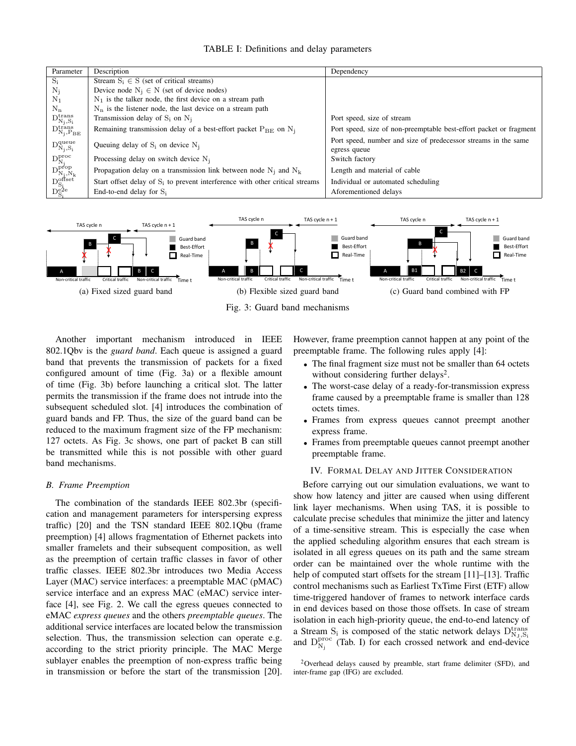TABLE I: Definitions and delay parameters

| Parameter | Description | Dependency |
|---|---|---|
| $\mathrm{S_i}$ | Stream $\mathrm{S_i} \in \mathrm{S}$ (set of critical streams) | |
| $\mathrm{N_j}$ | Device node $\mathrm{N_j} \in \mathrm{N}$ (set of device nodes) | |
| $\mathrm{N_1}$ | $\mathrm{N_1}$ is the talker node, the first device on a stream path | |
| $\mathrm{N_n}$ | $\mathrm{N_n}$ is the listener node, the last device on a stream path | |
| $\mathrm{D^{trans}_{N_j,S_i}}$ | Transmission delay of $\mathrm{S_i}$ on $\mathrm{N_j}$ | Port speed, size of stream |
| $\mathrm{D^{trans}_{N_j,P_{BE}}}$ | Remaining transmission delay of a best-effort packet $\mathrm{P_{BE}}$ on $\mathrm{N_j}$ | Port speed, size of non-preemptable best-effort packet or fragment |
| $\mathrm{D^{queue}_{N_j,S_i}}$ | Queuing delay of $\mathrm{S_i}$ on device $\mathrm{N_j}$ | Port speed, number and size of predecessor streams in the same egress queue |
| $\mathrm{D^{proc}_{N_j}}$ | Processing delay on switch device $\mathrm{N_j}$ | Switch factory |
| $\mathrm{D^{prop}_{N_j,N_k}}$ | Propagation delay on a transmission link between node $\mathrm{N_j}$ and $\mathrm{N_k}$ | Length and material of cable |
| $\mathrm{D^{offset}_{S_i}}$ | Start offset delay of $\mathrm{S_i}$ to prevent interference with other critical streams | Individual or automated scheduling |
| $\mathrm{D^{e2e}_{S_i}}$ | End-to-end delay for $\mathrm{S_i}$ | Aforementioned delays |

(a) Fixed sized guard band (b) Flexible sized guard band (c) Guard band combined with FP

Fig. 3: Guard band mechanisms

Another important mechanism introduced in IEEE 802.1Qbv is the *guard band*. Each queue is assigned a guard band that prevents the transmission of packets for a fixed configured amount of time (Fig. 3a) or a flexible amount of time (Fig. 3b) before launching a critical slot. The latter permits the transmission if the frame does not intrude into the subsequent scheduled slot. [4] introduces the combination of guard bands and FP. Thus, the size of the guard band can be reduced to the maximum fragment size of the FP mechanism: 127 octets. As Fig. 3c shows, one part of packet B can still be transmitted while this is not possible with other guard band mechanisms.

### B. Frame Preemption

The combination of the standards IEEE 802.3br (specification and management parameters for interspersing express traffic) [20] and the TSN standard IEEE 802.1Qbu (frame preemption) [4] allows fragmentation of Ethernet packets into smaller framelets and their subsequent composition, as well as the preemption of certain traffic classes in favor of other traffic classes. IEEE 802.3br introduces two Media Access Layer (MAC) service interfaces: a preemptable MAC (pMAC) service interface and an express MAC (eMAC) service interface [4], see Fig. 2. We call the egress queues connected to eMAC *express queues* and the others *preemptable queues*. The additional service interfaces are located below the transmission selection. Thus, the transmission selection can operate e.g. according to the strict priority principle. The MAC Merge sublayer enables the preemption of non-express traffic being in transmission or before the start of the transmission [20]. However, frame preemption cannot happen at any point of the preemptable frame. The following rules apply [4]:

- The final fragment size must not be smaller than 64 octets without considering further delays[2].
- The worst-case delay of a ready-for-transmission express frame caused by a preemptable frame is smaller than 128 octets times.
- Frames from express queues cannot preempt another express frame.
- Frames from preemptable queues cannot preempt another preemptable frame.

## IV. Formal Delay and Jitter Consideration

Before carrying out our simulation evaluations, we want to show how latency and jitter are caused when using different link layer mechanisms. When using TAS, it is possible to calculate precise schedules that minimize the jitter and latency of a time-sensitive stream. This is especially the case when the applied scheduling algorithm ensures that each stream is isolated in all egress queues on its path and the same stream order can be maintained over the whole runtime with the help of computed start offsets for the stream [11]–[13]. Traffic control mechanisms such as Earliest TxTime First (ETF) allow time-triggered handover of frames to network interface cards in end devices based on those those offsets. In case of stream isolation in each high-priority queue, the end-to-end latency of a Stream $\mathrm{S_i}$ is composed of the static network delays $\mathrm{D^{trans}_{N_j,S_i}}$ and $\mathrm{D^{proc}_{N_j}}$ (Tab. I) for each crossed network and end-device

[2] Overhead delays caused by preamble, start frame delimiter (SFD), and inter-frame gap (IFG) are excluded.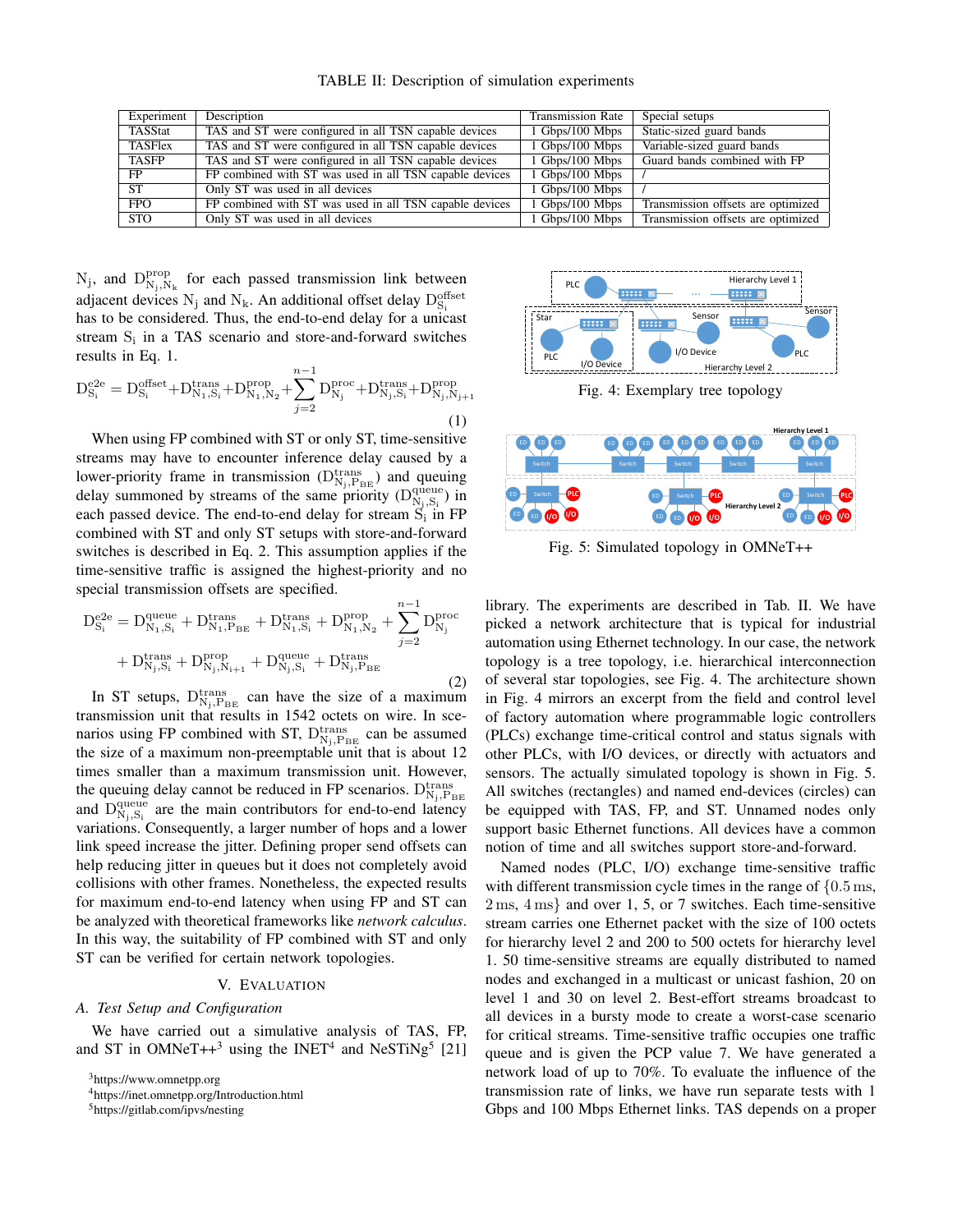TABLE II: Description of simulation experiments

| Experiment | Description | Transmission Rate | Special setups |
|---|---|---|---|
| TASStat | TAS and ST were configured in all TSN capable devices | 1 Gbps/100 Mbps | Static-sized guard bands |
| TASFlex | TAS and ST were configured in all TSN capable devices | 1 Gbps/100 Mbps | Variable-sized guard bands |
| TASFP | TAS and ST were configured in all TSN capable devices | 1 Gbps/100 Mbps | Guard bands combined with FP |
| FP | FP combined with ST was used in all TSN capable devices | 1 Gbps/100 Mbps | / |
| ST | Only ST was used in all devices | 1 Gbps/100 Mbps | / |
| FPO | FP combined with ST was used in all TSN capable devices | 1 Gbps/100 Mbps | Transmission offsets are optimized |
| STO | Only ST was used in all devices | 1 Gbps/100 Mbps | Transmission offsets are optimized |

$\mathrm{N_j}$, and $\mathrm{D^{prop}_{N_j,N_k}}$ for each passed transmission link between adjacent devices $\mathrm{N_j}$ and $\mathrm{N_k}$. An additional offset delay $\mathrm{D^{offset}_{S_i}}$ has to be considered. Thus, the end-to-end delay for a unicast stream $\mathrm{S_i}$ in a TAS scenario and store-and-forward switches results in Eq. 1.

$$\mathrm{D^{e2e}_{S_i}} = \mathrm{D^{offset}_{S_i}} + \mathrm{D^{trans}_{N_1,S_i}} + \mathrm{D^{prop}_{N_1,N_2}} + \sum_{j=2}^{n-1} \mathrm{D^{proc}_{N_j}} + \mathrm{D^{trans}_{N_j,S_i}} + \mathrm{D^{prop}_{N_j,N_{j+1}}} \tag{1}$$

When using FP combined with ST or only ST, time-sensitive streams may have to encounter inference delay caused by a lower-priority frame in transmission ($\mathrm{D^{trans}_{N_j,P_{BE}}}$) and queuing delay summoned by streams of the same priority ($\mathrm{D^{queue}_{N_j,S_i}}$) in each passed device. The end-to-end delay for stream $\mathrm{S_i}$ in FP combined with ST and only ST setups with store-and-forward switches is described in Eq. 2. This assumption applies if the time-sensitive traffic is assigned the highest-priority and no special transmission offsets are specified.

$$\begin{aligned}\mathrm{D^{e2e}_{S_i}} &= \mathrm{D^{queue}_{N_1,S_i}} + \mathrm{D^{trans}_{N_1,P_{BE}}} + \mathrm{D^{trans}_{N_1,S_i}} + \mathrm{D^{prop}_{N_1,N_2}} + \sum_{j=2}^{n-1} \mathrm{D^{proc}_{N_j}} \\ &+ \mathrm{D^{trans}_{N_j,S_i}} + \mathrm{D^{prop}_{N_j,N_{i+1}}} + \mathrm{D^{queue}_{N_j,S_i}} + \mathrm{D^{trans}_{N_j,P_{BE}}}\end{aligned} \tag{2}$$

In ST setups, $\mathrm{D^{trans}_{N_j,P_{BE}}}$ can have the size of a maximum transmission unit that results in 1542 octets on wire. In scenarios using FP combined with ST, $\mathrm{D^{trans}_{N_j,P_{BE}}}$ can be assumed the size of a maximum non-preemptable unit that is about 12 times smaller than a maximum transmission unit. However, the queuing delay cannot be reduced in FP scenarios. $\mathrm{D^{trans}_{N_j,P_{BE}}}$ and $\mathrm{D^{queue}_{N_j,S_i}}$ are the main contributors for end-to-end latency variations. Consequently, a larger number of hops and a lower link speed increase the jitter. Defining proper send offsets can help reducing jitter in queues but it does not completely avoid collisions with other frames. Nonetheless, the expected results for maximum end-to-end latency when using FP and ST can be analyzed with theoretical frameworks like *network calculus*. In this way, the suitability of FP combined with ST and only ST can be verified for certain network topologies.

## V. Evaluation

### A. Test Setup and Configuration

We have carried out a simulative analysis of TAS, FP, and ST in OMNeT++[3] using the INET[4] and NeSTiNg[5] [21] library. The experiments are described in Tab. II. We have picked a network architecture that is typical for industrial automation using Ethernet technology. In our case, the network topology is a tree topology, i.e. hierarchical interconnection of several star topologies, see Fig. 4. The architecture shown in Fig. 4 mirrors an excerpt from the field and control level of factory automation where programmable logic controllers (PLCs) exchange time-critical control and status signals with other PLCs, with I/O devices, or directly with actuators and sensors. The actually simulated topology is shown in Fig. 5. All switches (rectangles) and named end-devices (circles) can be equipped with TAS, FP, and ST. Unnamed nodes only support basic Ethernet functions. All devices have a common notion of time and all switches support store-and-forward.

Fig. 4: Exemplary tree topology

Fig. 5: Simulated topology in OMNeT++

Named nodes (PLC, I/O) exchange time-sensitive traffic with different transmission cycle times in the range of $\{0.5\,\mathrm{ms}, 2\,\mathrm{ms}, 4\,\mathrm{ms}\}$ and over 1, 5, or 7 switches. Each time-sensitive stream carries one Ethernet packet with the size of 100 octets for hierarchy level 2 and 200 to 500 octets for hierarchy level 1. 50 time-sensitive streams are equally distributed to named nodes and exchanged in a multicast or unicast fashion, 20 on level 1 and 30 on level 2. Best-effort streams broadcast to all devices in a bursty mode to create a worst-case scenario for critical streams. Time-sensitive traffic occupies one traffic queue and is given the PCP value 7. We have generated a network load of up to 70%. To evaluate the influence of the transmission rate of links, we have run separate tests with 1 Gbps and 100 Mbps Ethernet links. TAS depends on a proper

[3] https://www.omnetpp.org

[4] https://inet.omnetpp.org/Introduction.html

[5] https://gitlab.com/ipvs/nesting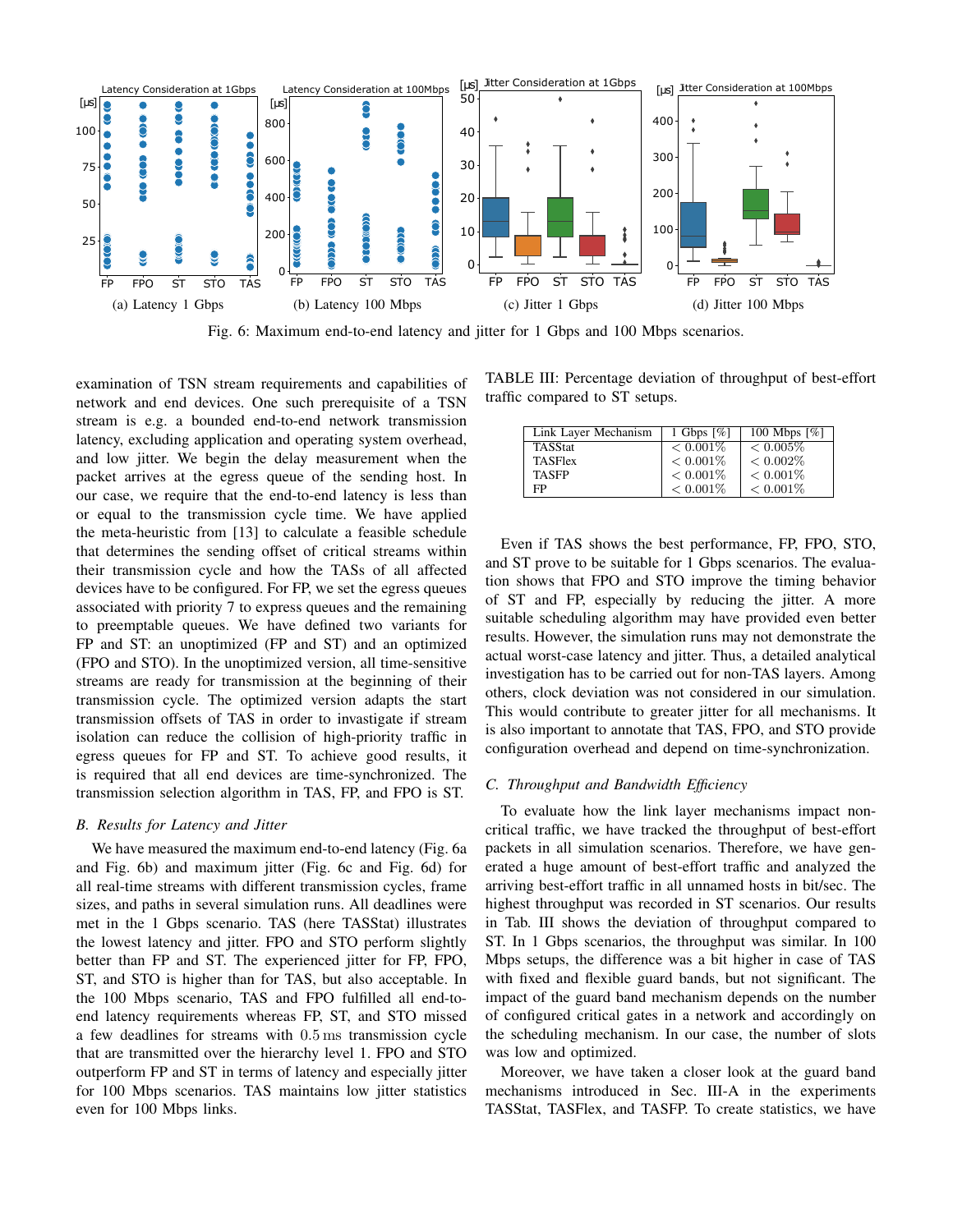(a) Latency 1 Gbps (b) Latency 100 Mbps (c) Jitter 1 Gbps (d) Jitter 100 Mbps

Fig. 6: Maximum end-to-end latency and jitter for 1 Gbps and 100 Mbps scenarios.

examination of TSN stream requirements and capabilities of network and end devices. One such prerequisite of a TSN stream is e.g. a bounded end-to-end network transmission latency, excluding application and operating system overhead, and low jitter. We begin the delay measurement when the packet arrives at the egress queue of the sending host. In our case, we require that the end-to-end latency is less than or equal to the transmission cycle time. We have applied the meta-heuristic from [13] to calculate a feasible schedule that determines the sending offset of critical streams within their transmission cycle and how the TASs of all affected devices have to be configured. For FP, we set the egress queues associated with priority 7 to express queues and the remaining to preemptable queues. We have defined two variants for FP and ST: an unoptimized (FP and ST) and an optimized (FPO and STO). In the unoptimized version, all time-sensitive streams are ready for transmission at the beginning of their transmission cycle. The optimized version adapts the start transmission offsets of TAS in order to investigate if stream isolation can reduce the collision of high-priority traffic in egress queues for FP and ST. To achieve good results, it is required that all end devices are time-synchronized. The transmission selection algorithm in TAS, FP, and FPO is ST.

### *B. Results for Latency and Jitter*

We have measured the maximum end-to-end latency (Fig. 6a and Fig. 6b) and maximum jitter (Fig. 6c and Fig. 6d) for all real-time streams with different transmission cycles, frame sizes, and paths in several simulation runs. All deadlines were met in the 1 Gbps scenario. TAS (here TASStat) illustrates the lowest latency and jitter. FPO and STO perform slightly better than FP and ST. The experienced jitter for FP, FPO, ST, and STO is higher than for TAS, but also acceptable. In the 100 Mbps scenario, TAS and FPO fulfilled all end-to-end latency requirements whereas FP, ST, and STO missed a few deadlines for streams with $0.5\,\text{ms}$ transmission cycle that are transmitted over the hierarchy level 1. FPO and STO outperform FP and ST in terms of latency and especially jitter for 100 Mbps scenarios. TAS maintains low jitter statistics even for 100 Mbps links.

TABLE III: Percentage deviation of throughput of best-effort traffic compared to ST setups.

| Link Layer Mechanism | 1 Gbps [%] | 100 Mbps [%] |
|---|---|---|
| TASStat | $< 0.001\%$ | $< 0.005\%$ |
| TASFlex | $< 0.001\%$ | $< 0.002\%$ |
| TASFP | $< 0.001\%$ | $< 0.001\%$ |
| FP | $< 0.001\%$ | $< 0.001\%$ |

Even if TAS shows the best performance, FP, FPO, STO, and ST prove to be suitable for 1 Gbps scenarios. The evaluation shows that FPO and STO improve the timing behavior of ST and FP, especially by reducing the jitter. A more suitable scheduling algorithm may have provided even better results. However, the simulation runs may not demonstrate the actual worst-case latency and jitter. Thus, a detailed analytical investigation has to be carried out for non-TAS layers. Among others, clock deviation was not considered in our simulation. This would contribute to greater jitter for all mechanisms. It is also important to annotate that TAS, FPO, and STO provide configuration overhead and depend on time-synchronization.

### *C. Throughput and Bandwidth Efficiency*

To evaluate how the link layer mechanisms impact non-critical traffic, we have tracked the throughput of best-effort packets in all simulation scenarios. Therefore, we have generated a huge amount of best-effort traffic and analyzed the arriving best-effort traffic in all unnamed hosts in bit/sec. The highest throughput was recorded in ST scenarios. Our results in Tab. III shows the deviation of throughput compared to ST. In 1 Gbps scenarios, the throughput was similar. In 100 Mbps setups, the difference was a bit higher in case of TAS with fixed and flexible guard bands, but not significant. The impact of the guard band mechanism depends on the number of configured critical gates in a network and accordingly on the scheduling mechanism. In our case, the number of slots was low and optimized.

Moreover, we have taken a closer look at the guard band mechanisms introduced in Sec. III-A in the experiments TASStat, TASFlex, and TASFP. To create statistics, we have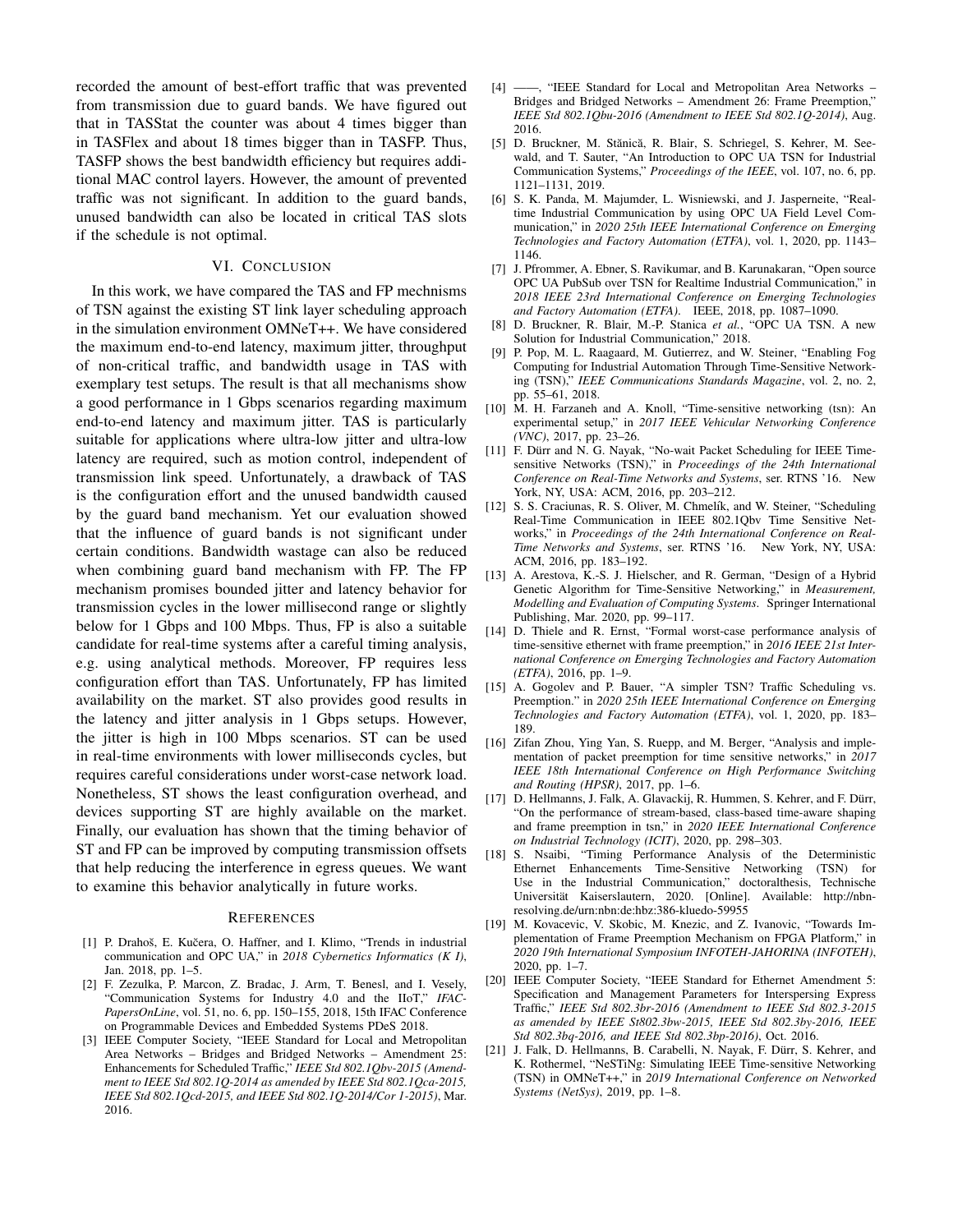recorded the amount of best-effort traffic that was prevented from transmission due to guard bands. We have figured out that in TASStat the counter was about 4 times bigger than in TASFlex and about 18 times bigger than in TASFP. Thus, TASFP shows the best bandwidth efficiency but requires additional MAC control layers. However, the amount of prevented traffic was not significant. In addition to the guard bands, unused bandwidth can also be located in critical TAS slots if the schedule is not optimal.

## VI. Conclusion

In this work, we have compared the TAS and FP mechnisms of TSN against the existing ST link layer scheduling approach in the simulation environment OMNeT++. We have considered the maximum end-to-end latency, maximum jitter, throughput of non-critical traffic, and bandwidth usage in TAS with exemplary test setups. The result is that all mechanisms show a good performance in 1 Gbps scenarios regarding maximum end-to-end latency and maximum jitter. TAS is particularly suitable for applications where ultra-low jitter and ultra-low latency are required, such as motion control, independent of transmission link speed. Unfortunately, a drawback of TAS is the configuration effort and the unused bandwidth caused by the guard band mechanism. Yet our evaluation showed that the influence of guard bands is not significant under certain conditions. Bandwidth wastage can also be reduced when combining guard band mechanism with FP. The FP mechanism promises bounded jitter and latency behavior for transmission cycles in the lower millisecond range or slightly below for 1 Gbps and 100 Mbps. Thus, FP is also a suitable candidate for real-time systems after a careful timing analysis, e.g. using analytical methods. Moreover, FP requires less configuration effort than TAS. Unfortunately, FP has limited availability on the market. ST also provides good results in the latency and jitter analysis in 1 Gbps setups. However, the jitter is high in 100 Mbps scenarios. ST can be used in real-time environments with lower milliseconds cycles, but requires careful considerations under worst-case network load. Nonetheless, ST shows the least configuration overhead, and devices supporting ST are highly available on the market. Finally, our evaluation has shown that the timing behavior of ST and FP can be improved by computing transmission offsets that help reducing the interference in egress queues. We want to examine this behavior analytically in future works.

## References

[1] P. Drahoš, E. Kučera, O. Haffner, and I. Klimo, "Trends in industrial communication and OPC UA," in *2018 Cybernetics Informatics (K I)*, Jan. 2018, pp. 1–5.

[2] F. Zezulka, P. Marcon, Z. Bradac, J. Arm, T. Benesl, and I. Vesely, "Communication Systems for Industry 4.0 and the IIoT," *IFAC-PapersOnLine*, vol. 51, no. 6, pp. 150–155, 2018, 15th IFAC Conference on Programmable Devices and Embedded Systems PDeS 2018.

[3] IEEE Computer Society, "IEEE Standard for Local and Metropolitan Area Networks – Bridges and Bridged Networks – Amendment 25: Enhancements for Scheduled Traffic," *IEEE Std 802.1Qbv-2015 (Amendment to IEEE Std 802.1Q-2014 as amended by IEEE Std 802.1Qca-2015, IEEE Std 802.1Qcd-2015, and IEEE Std 802.1Q-2014/Cor 1-2015)*, Mar. 2016.

[4] ——, "IEEE Standard for Local and Metropolitan Area Networks – Bridges and Bridged Networks – Amendment 26: Frame Preemption," *IEEE Std 802.1Qbu-2016 (Amendment to IEEE Std 802.1Q-2014)*, Aug. 2016.

[5] D. Bruckner, M. Stănică, R. Blair, S. Schriegel, S. Kehrer, M. Seewald, and T. Sauter, "An Introduction to OPC UA TSN for Industrial Communication Systems," *Proceedings of the IEEE*, vol. 107, no. 6, pp. 1121–1131, 2019.

[6] S. K. Panda, M. Majumder, L. Wisniewski, and J. Jasperneite, "Realtime Industrial Communication by using OPC UA Field Level Communication," in *2020 25th IEEE International Conference on Emerging Technologies and Factory Automation (ETFA)*, vol. 1, 2020, pp. 1143–1146.

[7] J. Pfrommer, A. Ebner, S. Ravikumar, and B. Karunakaran, "Open source OPC UA PubSub over TSN for Realtime Industrial Communication," in *2018 IEEE 23rd International Conference on Emerging Technologies and Factory Automation (ETFA)*. IEEE, 2018, pp. 1087–1090.

[8] D. Bruckner, R. Blair, M.-P. Stanica *et al.*, "OPC UA TSN. A new Solution for Industrial Communication," 2018.

[9] P. Pop, M. L. Raagaard, M. Gutierrez, and W. Steiner, "Enabling Fog Computing for Industrial Automation Through Time-Sensitive Networking (TSN)," *IEEE Communications Standards Magazine*, vol. 2, no. 2, pp. 55–61, 2018.

[10] M. H. Farzaneh and A. Knoll, "Time-sensitive networking (tsn): An experimental setup," in *2017 IEEE Vehicular Networking Conference (VNC)*, 2017, pp. 23–26.

[11] F. Dürr and N. G. Nayak, "No-wait Packet Scheduling for IEEE Time-sensitive Networks (TSN)," in *Proceedings of the 24th International Conference on Real-Time Networks and Systems*, ser. RTNS '16. New York, NY, USA: ACM, 2016, pp. 203–212.

[12] S. S. Craciunas, R. S. Oliver, M. Chmelík, and W. Steiner, "Scheduling Real-Time Communication in IEEE 802.1Qbv Time Sensitive Networks," in *Proceedings of the 24th International Conference on Real-Time Networks and Systems*, ser. RTNS '16. New York, NY, USA: ACM, 2016, pp. 183–192.

[13] A. Arestova, K.-S. J. Hielscher, and R. German, "Design of a Hybrid Genetic Algorithm for Time-Sensitive Networking," in *Measurement, Modelling and Evaluation of Computing Systems*. Springer International Publishing, Mar. 2020, pp. 99–117.

[14] D. Thiele and R. Ernst, "Formal worst-case performance analysis of time-sensitive ethernet with frame preemption," in *2016 IEEE 21st International Conference on Emerging Technologies and Factory Automation (ETFA)*, 2016, pp. 1–9.

[15] A. Gogolev and P. Bauer, "A simpler TSN? Traffic Scheduling vs. Preemption." in *2020 25th IEEE International Conference on Emerging Technologies and Factory Automation (ETFA)*, vol. 1, 2020, pp. 183–189.

[16] Zifan Zhou, Ying Yan, S. Ruepp, and M. Berger, "Analysis and implementation of packet preemption for time sensitive networks," in *2017 IEEE 18th International Conference on High Performance Switching and Routing (HPSR)*, 2017, pp. 1–6.

[17] D. Hellmanns, J. Falk, A. Glavackij, R. Hummen, S. Kehrer, and F. Dürr, "On the performance of stream-based, class-based time-aware shaping and frame preemption in tsn," in *2020 IEEE International Conference on Industrial Technology (ICIT)*, 2020, pp. 298–303.

[18] S. Nsaibi, "Timing Performance Analysis of the Deterministic Ethernet Enhancements Time-Sensitive Networking (TSN) for Use in the Industrial Communication," doctoralthesis, Technische Universität Kaiserslautern, 2020. [Online]. Available: http://nbn-resolving.de/urn:nbn:de:hbz:386-kluedo-59955

[19] M. Kovacevic, V. Skobic, M. Knezic, and Z. Ivanovic, "Towards Implementation of Frame Preemption Mechanism on FPGA Platform," in *2020 19th International Symposium INFOTEH-JAHORINA (INFOTEH)*, 2020, pp. 1–7.

[20] IEEE Computer Society, "IEEE Standard for Ethernet Amendment 5: Specification and Management Parameters for Interspersing Express Traffic," *IEEE Std 802.3br-2016 (Amendment to IEEE Std 802.3-2015 as amended by IEEE St802.3bw-2015, IEEE Std 802.3by-2016, IEEE Std 802.3bq-2016, and IEEE Std 802.3bp-2016)*, Oct. 2016.

[21] J. Falk, D. Hellmanns, B. Carabelli, N. Nayak, F. Dürr, S. Kehrer, and K. Rothermel, "NeSTiNg: Simulating IEEE Time-sensitive Networking (TSN) in OMNeT++," in *2019 International Conference on Networked Systems (NetSys)*, 2019, pp. 1–8.